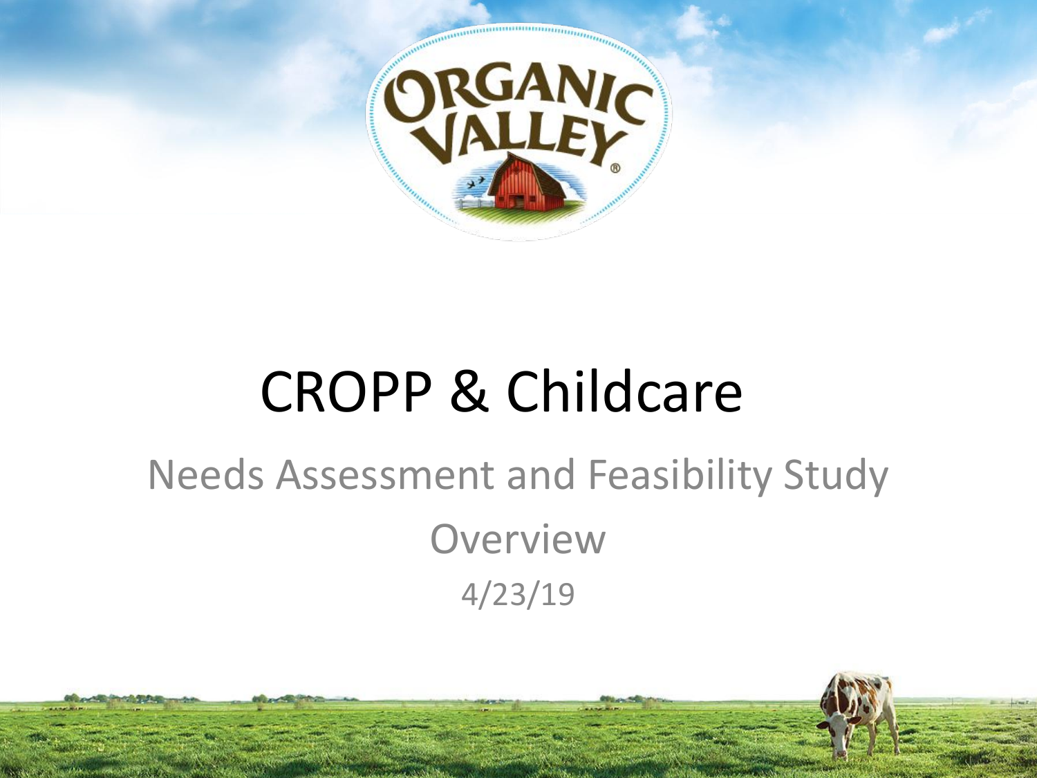# CROPP & Childcare

## Needs Assessment and Feasibility Study

## Overview

4/23/19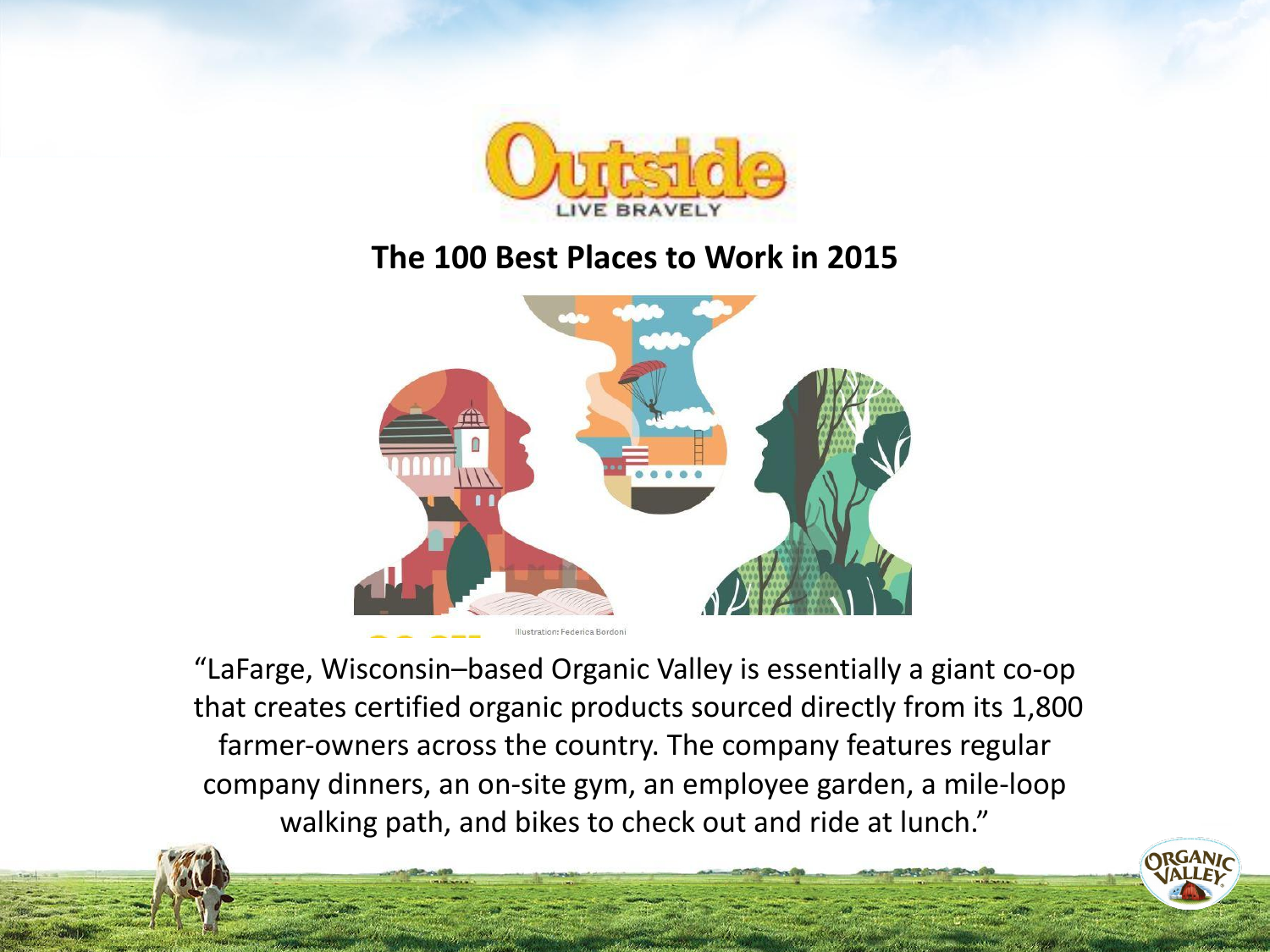Outside

LIVE BRAVELY

## The 100 Best Places to Work in 2015

Illustration: Federica Bordoni

"LaFarge, Wisconsin–based Organic Valley is essentially a giant co-op that creates certified organic products sourced directly from its 1,800 farmer-owners across the country. The company features regular company dinners, an on-site gym, an employee garden, a mile-loop walking path, and bikes to check out and ride at lunch."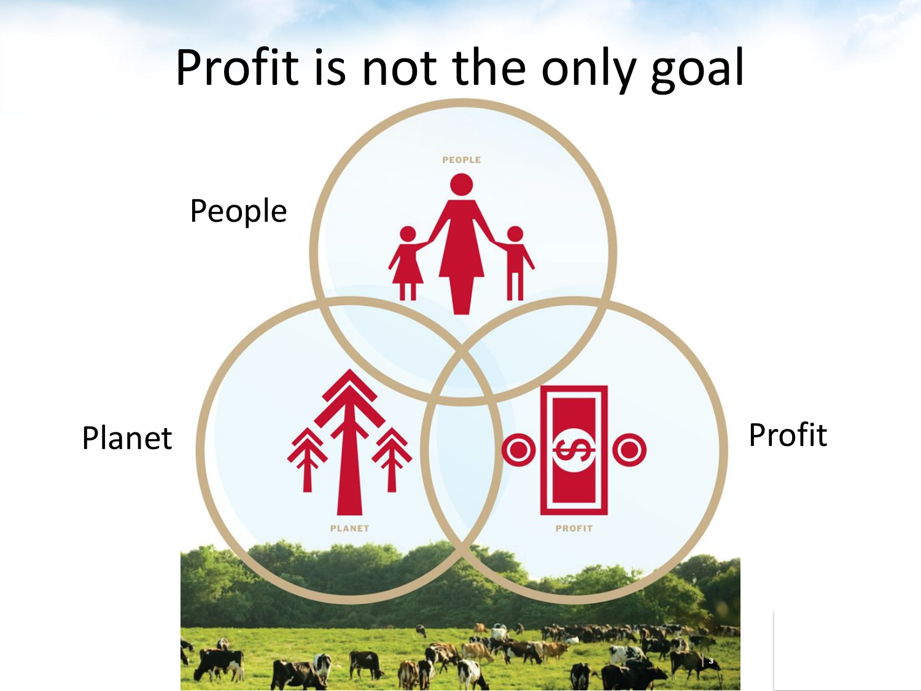# Profit is not the only goal

People

Planet

Profit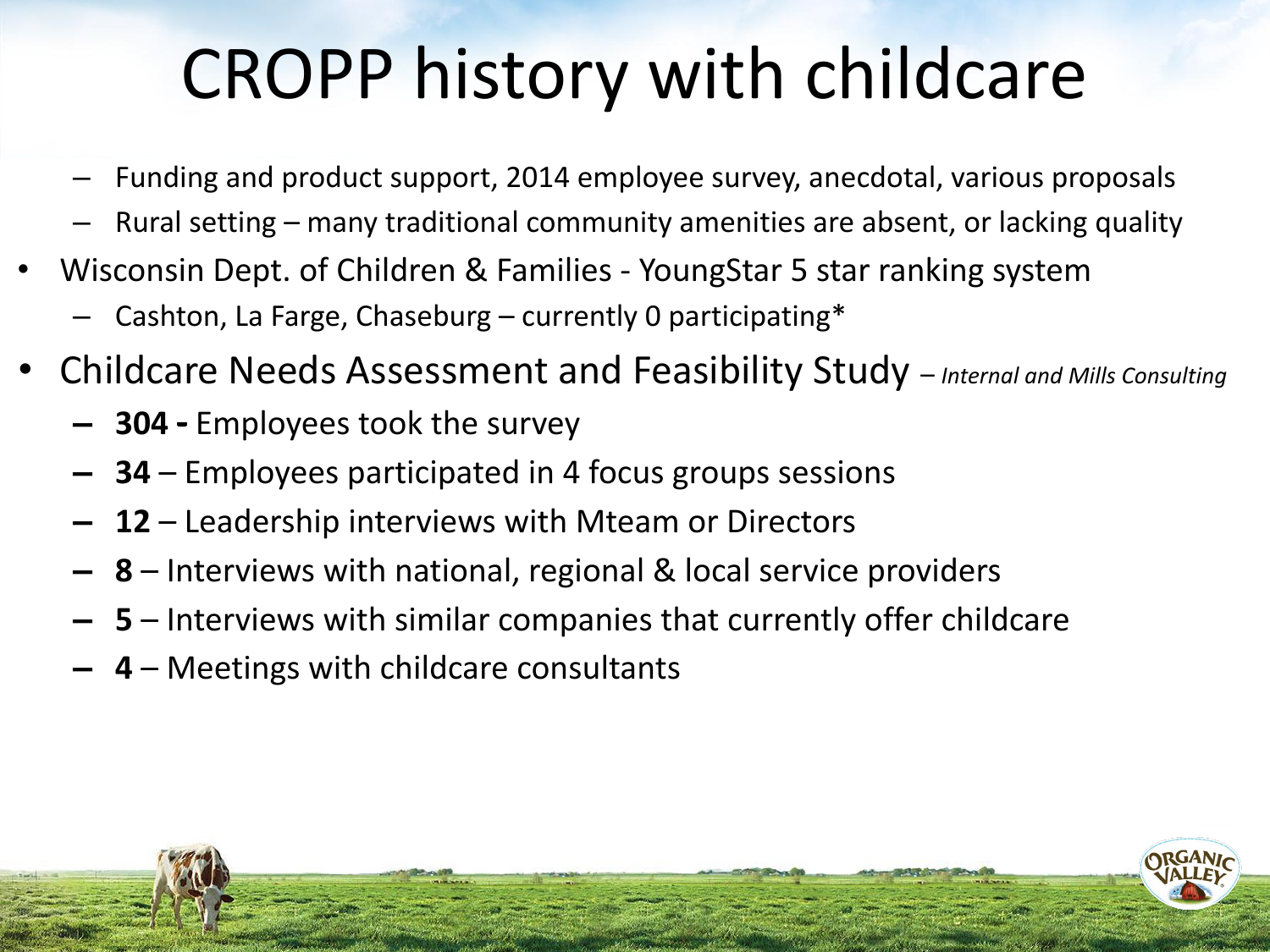# CROPP history with childcare

- Funding and product support, 2014 employee survey, anecdotal, various proposals
- Rural setting – many traditional community amenities are absent, or lacking quality

- Wisconsin Dept. of Children & Families - YoungStar 5 star ranking system
  - Cashton, La Farge, Chaseburg – currently 0 participating*
- Childcare Needs Assessment and Feasibility Study – *Internal and Mills Consulting*
  - **304 -** Employees took the survey
  - **34** – Employees participated in 4 focus groups sessions
  - **12** – Leadership interviews with Mteam or Directors
  - **8** – Interviews with national, regional & local service providers
  - **5** – Interviews with similar companies that currently offer childcare
  - **4** – Meetings with childcare consultants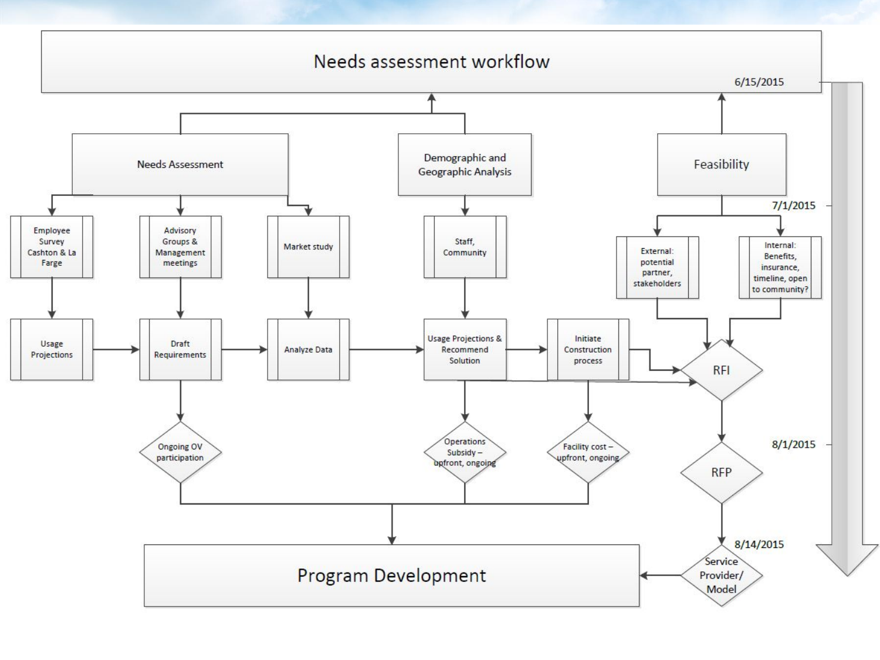# Needs assessment workflow

6/15/2015

- **Needs Assessment**
  - Employee Survey Cashton & La Farge → Usage Projections
  - Advisory Groups & Management meetings → Draft Requirements → Ongoing OV participation
  - Market study → Analyze Data
- **Demographic and Geographic Analysis**
  - Staff, Community → Usage Projections & Recommend Solution → Operations Subsidy – upfront, ongoing
  - Initiate Construction process → Facility cost – upfront, ongoing
- **Feasibility**

7/1/2015

- External: potential partner, stakeholders
- Internal: Benefits, insurance, timeline, open to community?

Usage Projections → Draft Requirements → Analyze Data → Usage Projections & Recommend Solution → Initiate Construction process → RFI

RFI → RFP

8/1/2015

RFP → Service Provider/ Model

8/14/2015

Ongoing OV participation, Operations Subsidy – upfront, ongoing, Facility cost – upfront, ongoing → **Program Development**

Service Provider/ Model → **Program Development**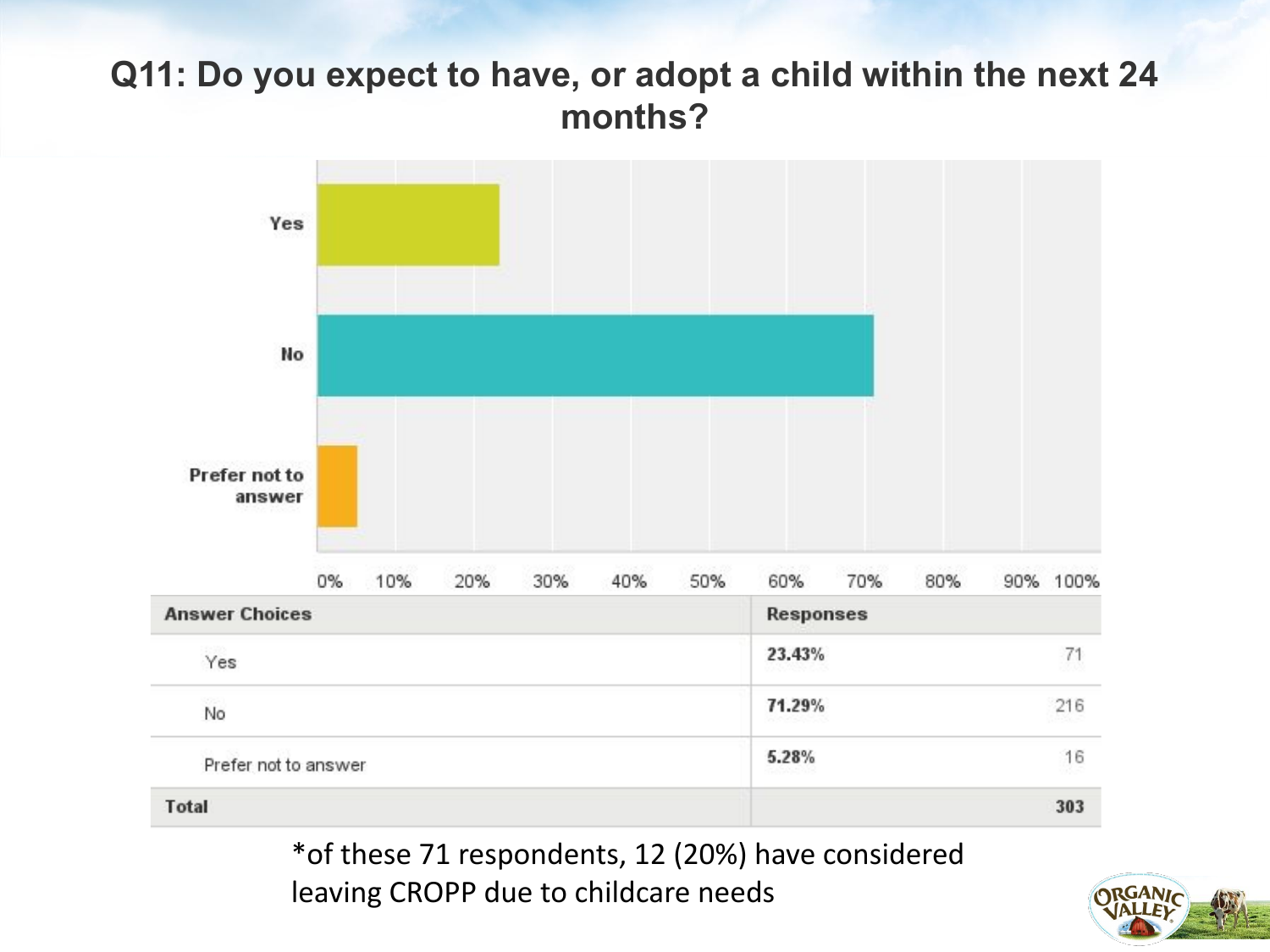## Q11: Do you expect to have, or adopt a child within the next 24 months?

| Answer Choices | Responses | |
|---|---|---|
| Yes | 23.43% | 71 |
| No | 71.29% | 216 |
| Prefer not to answer | 5.28% | 16 |
| **Total** | | **303** |

*of these 71 respondents, 12 (20%) have considered leaving CROPP due to childcare needs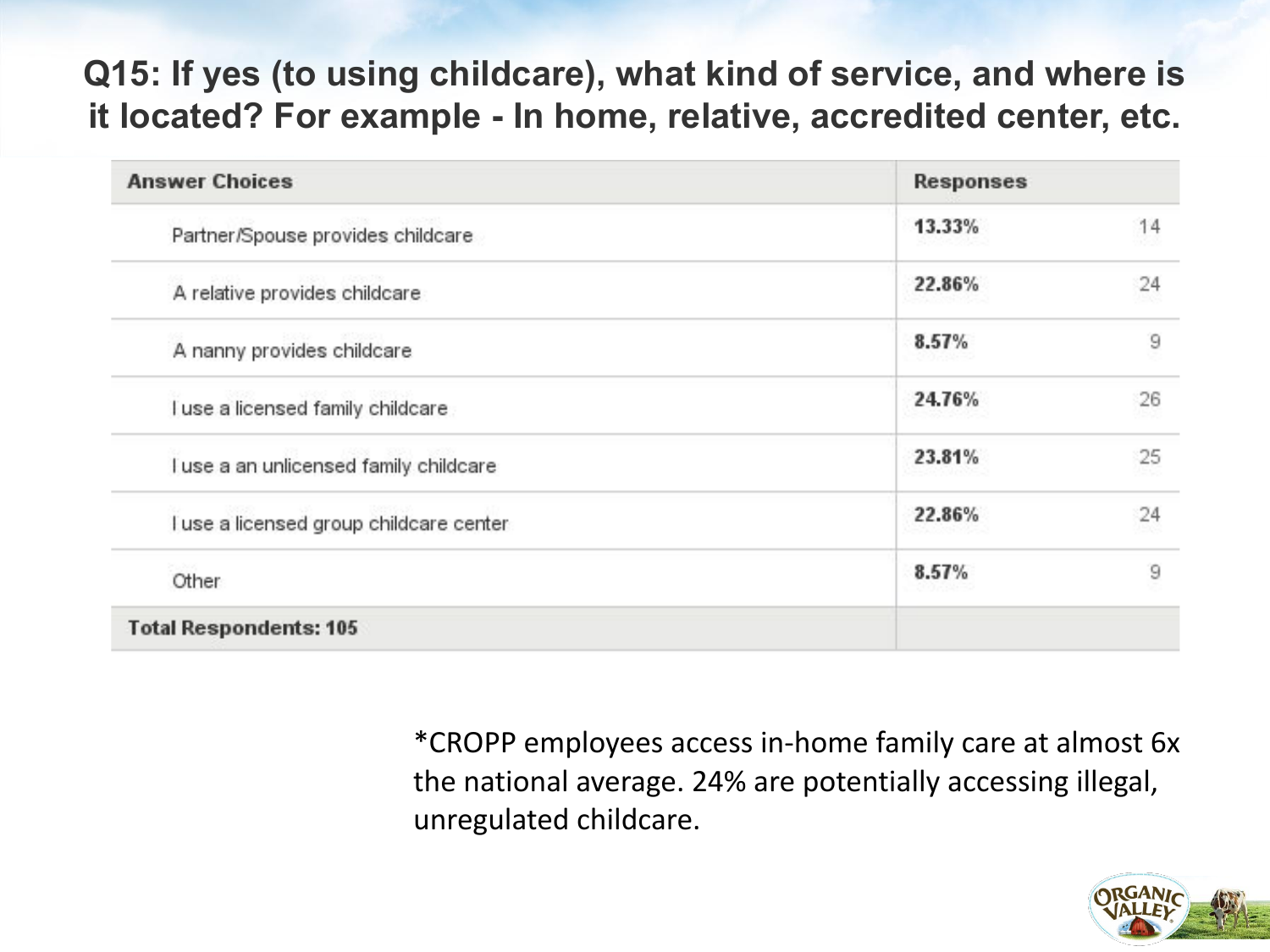## Q15: If yes (to using childcare), what kind of service, and where is it located? For example - In home, relative, accredited center, etc.

| Answer Choices | Responses | |
|---|---|---|
| Partner/Spouse provides childcare | 13.33% | 14 |
| A relative provides childcare | 22.86% | 24 |
| A nanny provides childcare | 8.57% | 9 |
| I use a licensed family childcare | 24.76% | 26 |
| I use a an unlicensed family childcare | 23.81% | 25 |
| I use a licensed group childcare center | 22.86% | 24 |
| Other | 8.57% | 9 |
| **Total Respondents: 105** | | |

*CROPP employees access in-home family care at almost 6x the national average. 24% are potentially accessing illegal, unregulated childcare.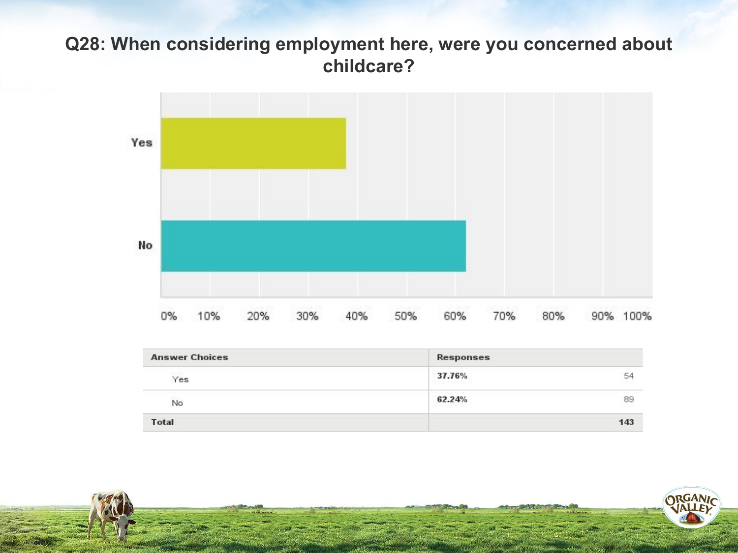## Q28: When considering employment here, were you concerned about childcare?

| Answer Choices | Responses | |
|---|---|---|
| Yes | 37.76% | 54 |
| No | 62.24% | 89 |
| Total | | 143 |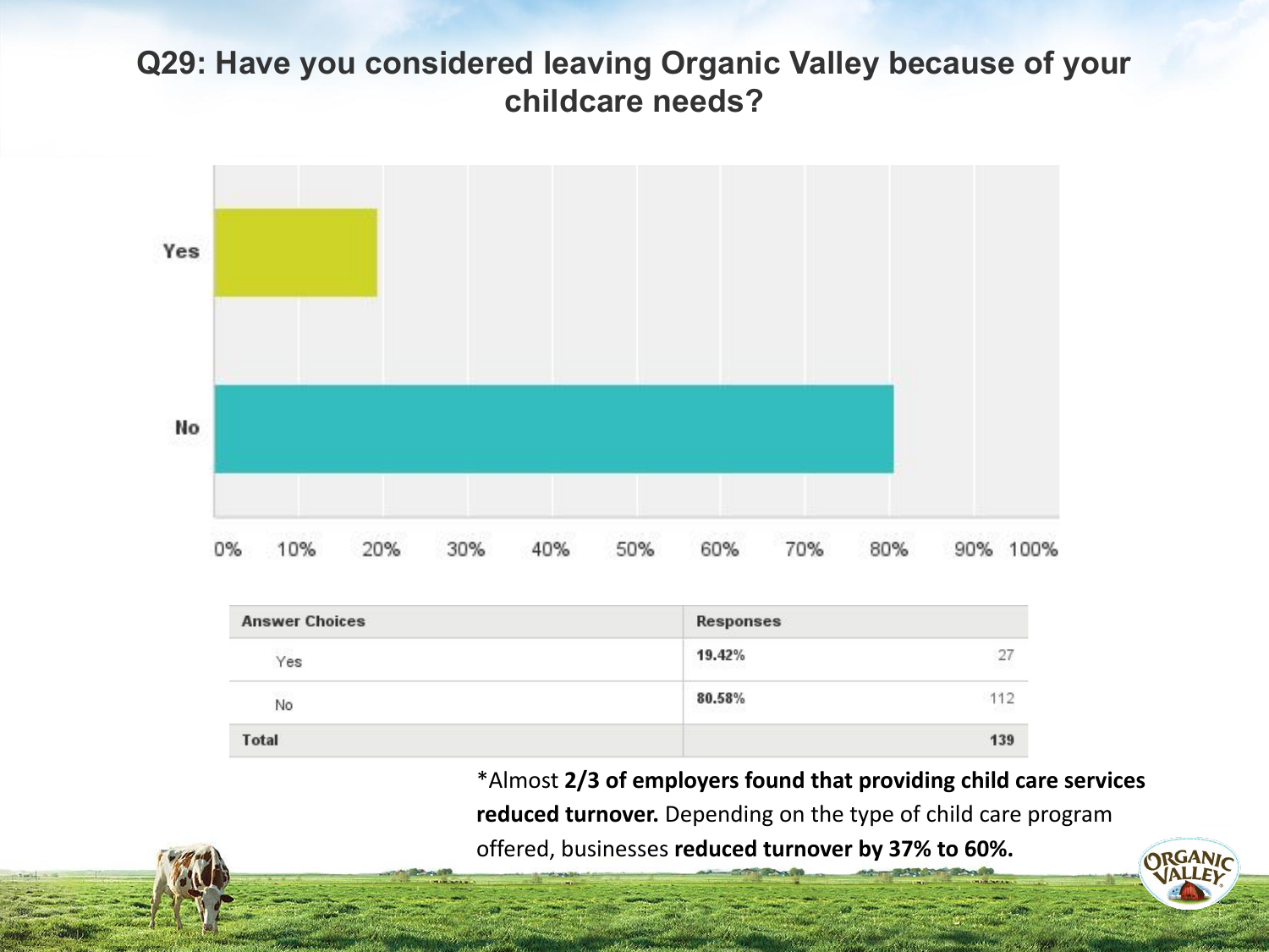# Q29: Have you considered leaving Organic Valley because of your childcare needs?

| Answer Choices | Responses | |
|---|---|---|
| Yes | 19.42% | 27 |
| No | 80.58% | 112 |
| Total | | 139 |

*Almost **2/3 of employers found that providing child care services reduced turnover.** Depending on the type of child care program offered, businesses **reduced turnover by 37% to 60%.**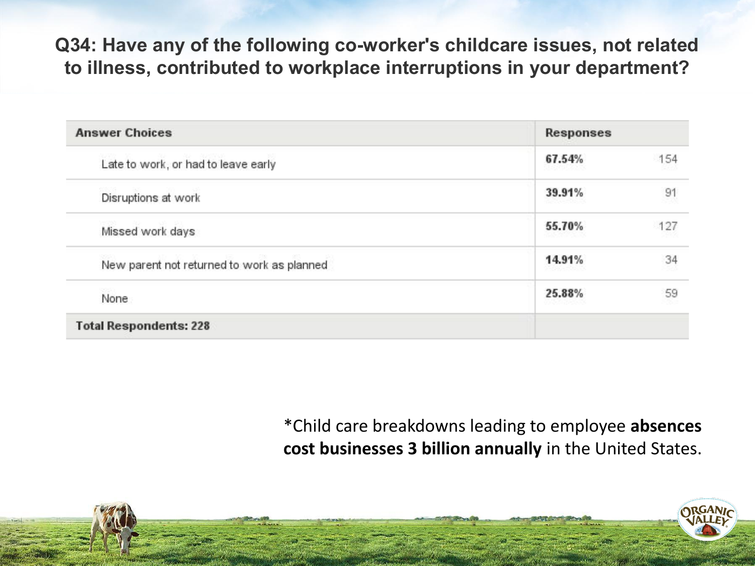## Q34: Have any of the following co-worker's childcare issues, not related to illness, contributed to workplace interruptions in your department?

| Answer Choices | Responses | |
|---|---|---|
| Late to work, or had to leave early | **67.54%** | 154 |
| Disruptions at work | **39.91%** | 91 |
| Missed work days | **55.70%** | 127 |
| New parent not returned to work as planned | **14.91%** | 34 |
| None | **25.88%** | 59 |
| **Total Respondents: 228** | | |

*Child care breakdowns leading to employee **absences cost businesses 3 billion annually** in the United States.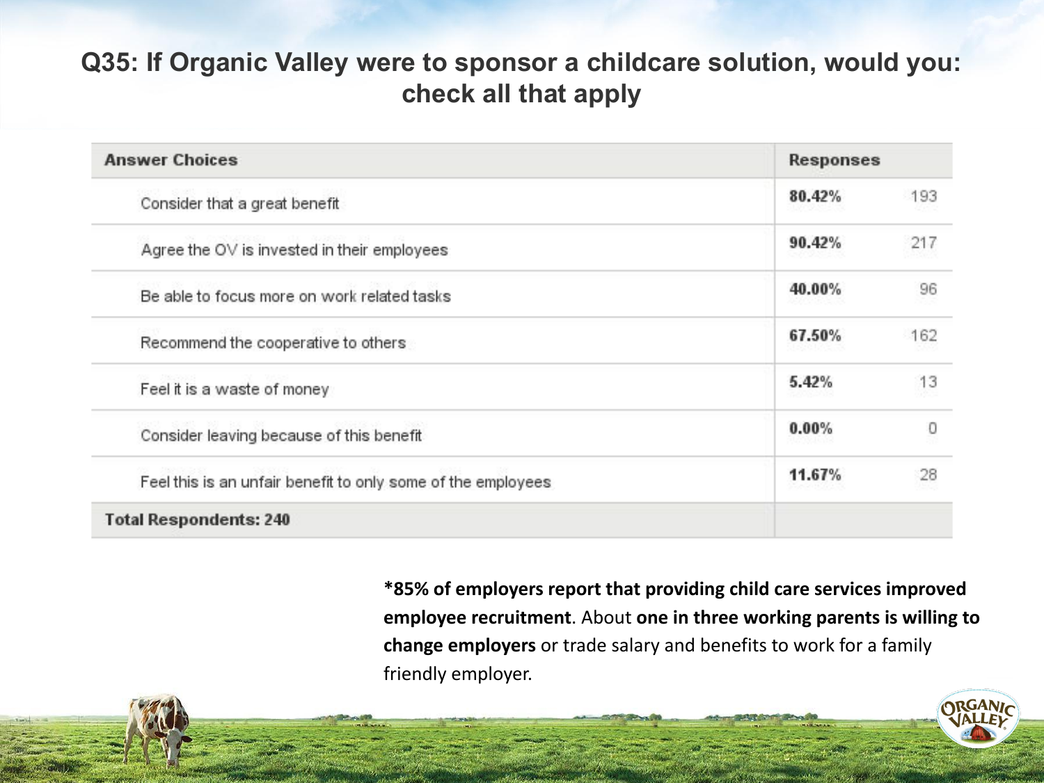## Q35: If Organic Valley were to sponsor a childcare solution, would you: check all that apply

| Answer Choices | Responses | |
|---|---|---|
| Consider that a great benefit | **80.42%** | 193 |
| Agree the OV is invested in their employees | **90.42%** | 217 |
| Be able to focus more on work related tasks | **40.00%** | 96 |
| Recommend the cooperative to others | **67.50%** | 162 |
| Feel it is a waste of money | **5.42%** | 13 |
| Consider leaving because of this benefit | **0.00%** | 0 |
| Feel this is an unfair benefit to only some of the employees | **11.67%** | 28 |
| **Total Respondents: 240** | | |

**\*85% of employers report that providing child care services improved employee recruitment**. About **one in three working parents is willing to change employers** or trade salary and benefits to work for a family friendly employer.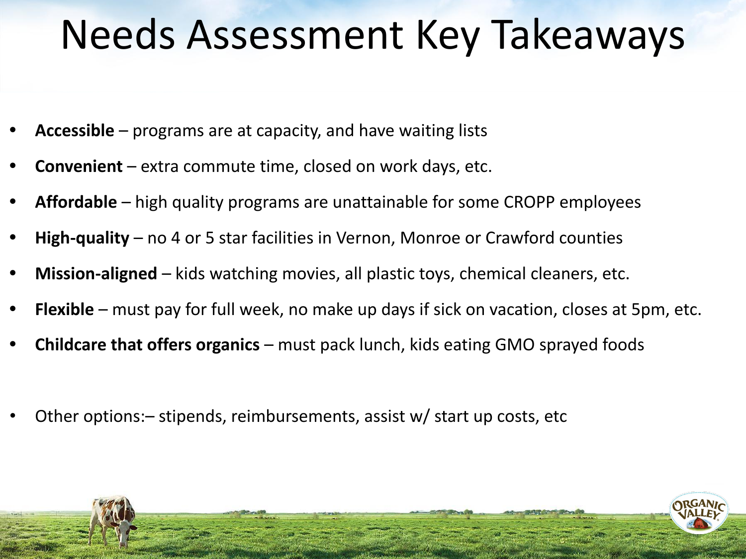# Needs Assessment Key Takeaways

- **Accessible** – programs are at capacity, and have waiting lists
- **Convenient** – extra commute time, closed on work days, etc.
- **Affordable** – high quality programs are unattainable for some CROPP employees
- **High-quality** – no 4 or 5 star facilities in Vernon, Monroe or Crawford counties
- **Mission-aligned** – kids watching movies, all plastic toys, chemical cleaners, etc.
- **Flexible** – must pay for full week, no make up days if sick on vacation, closes at 5pm, etc.
- **Childcare that offers organics** – must pack lunch, kids eating GMO sprayed foods

- Other options:– stipends, reimbursements, assist w/ start up costs, etc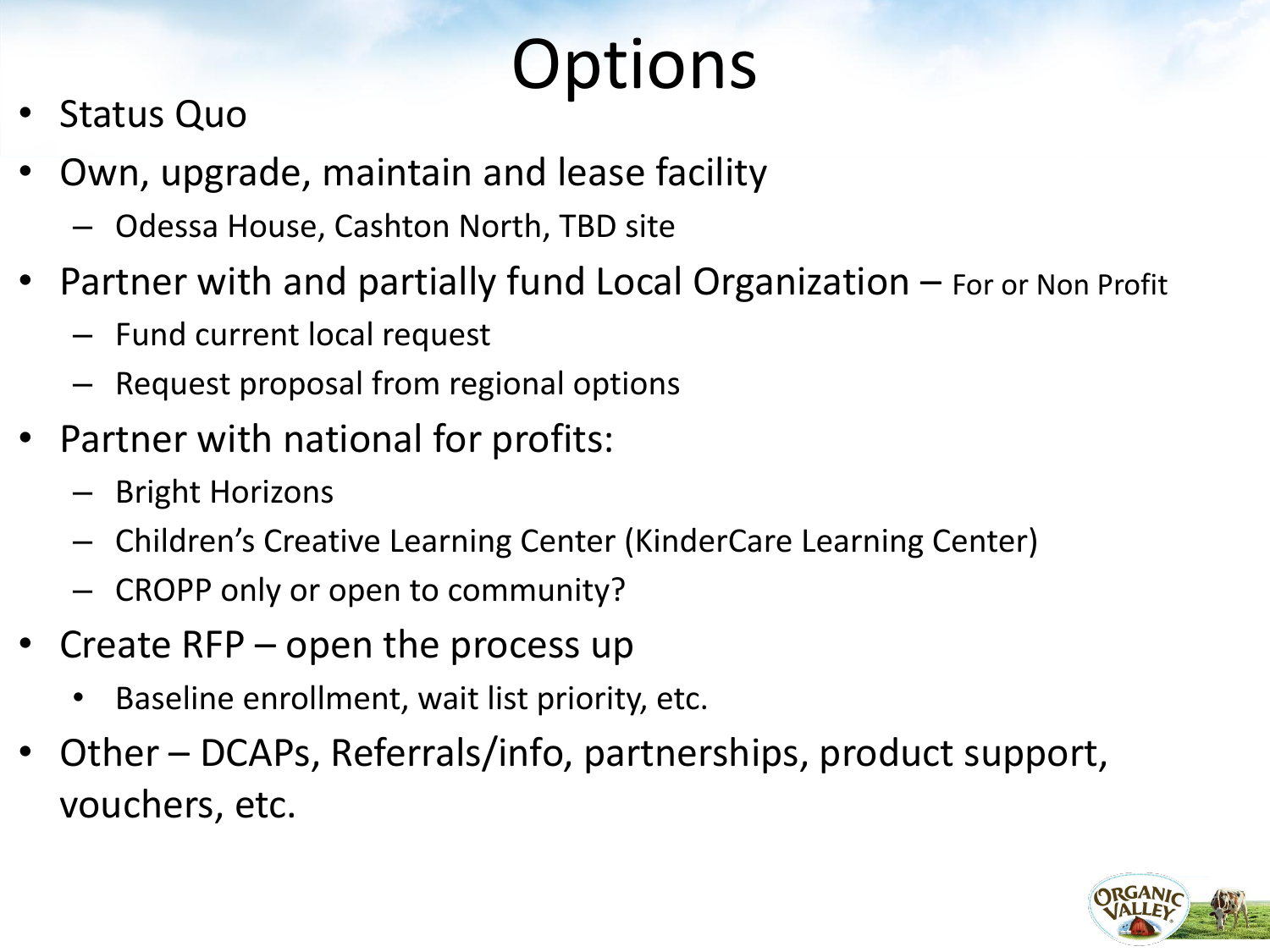# Options

- Status Quo
- Own, upgrade, maintain and lease facility
  - Odessa House, Cashton North, TBD site
- Partner with and partially fund Local Organization – For or Non Profit
  - Fund current local request
  - Request proposal from regional options
- Partner with national for profits:
  - Bright Horizons
  - Children's Creative Learning Center (KinderCare Learning Center)
  - CROPP only or open to community?
- Create RFP – open the process up
  - Baseline enrollment, wait list priority, etc.
- Other – DCAPs, Referrals/info, partnerships, product support, vouchers, etc.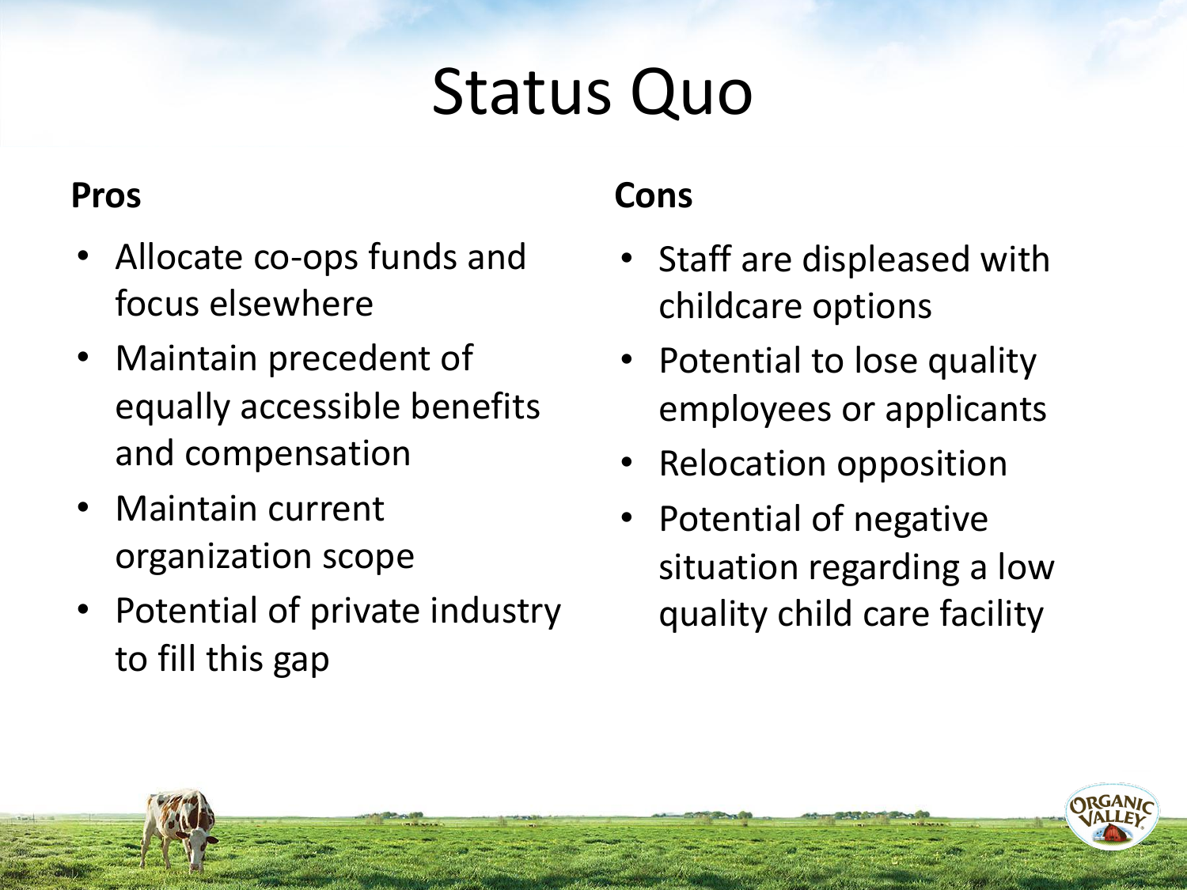# Status Quo

**Pros**

- Allocate co-ops funds and focus elsewhere
- Maintain precedent of equally accessible benefits and compensation
- Maintain current organization scope
- Potential of private industry to fill this gap

**Cons**

- Staff are displeased with childcare options
- Potential to lose quality employees or applicants
- Relocation opposition
- Potential of negative situation regarding a low quality child care facility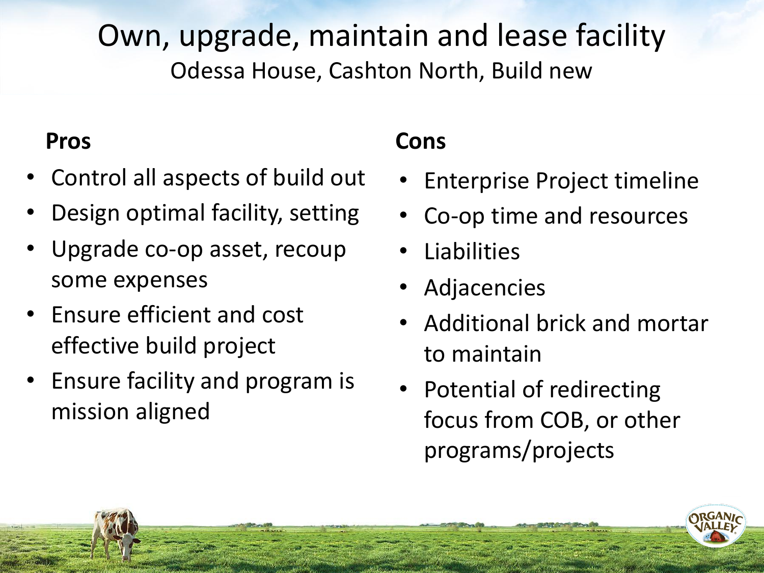# Own, upgrade, maintain and lease facility

Odessa House, Cashton North, Build new

**Pros**

- Control all aspects of build out
- Design optimal facility, setting
- Upgrade co-op asset, recoup some expenses
- Ensure efficient and cost effective build project
- Ensure facility and program is mission aligned

**Cons**

- Enterprise Project timeline
- Co-op time and resources
- Liabilities
- Adjacencies
- Additional brick and mortar to maintain
- Potential of redirecting focus from COB, or other programs/projects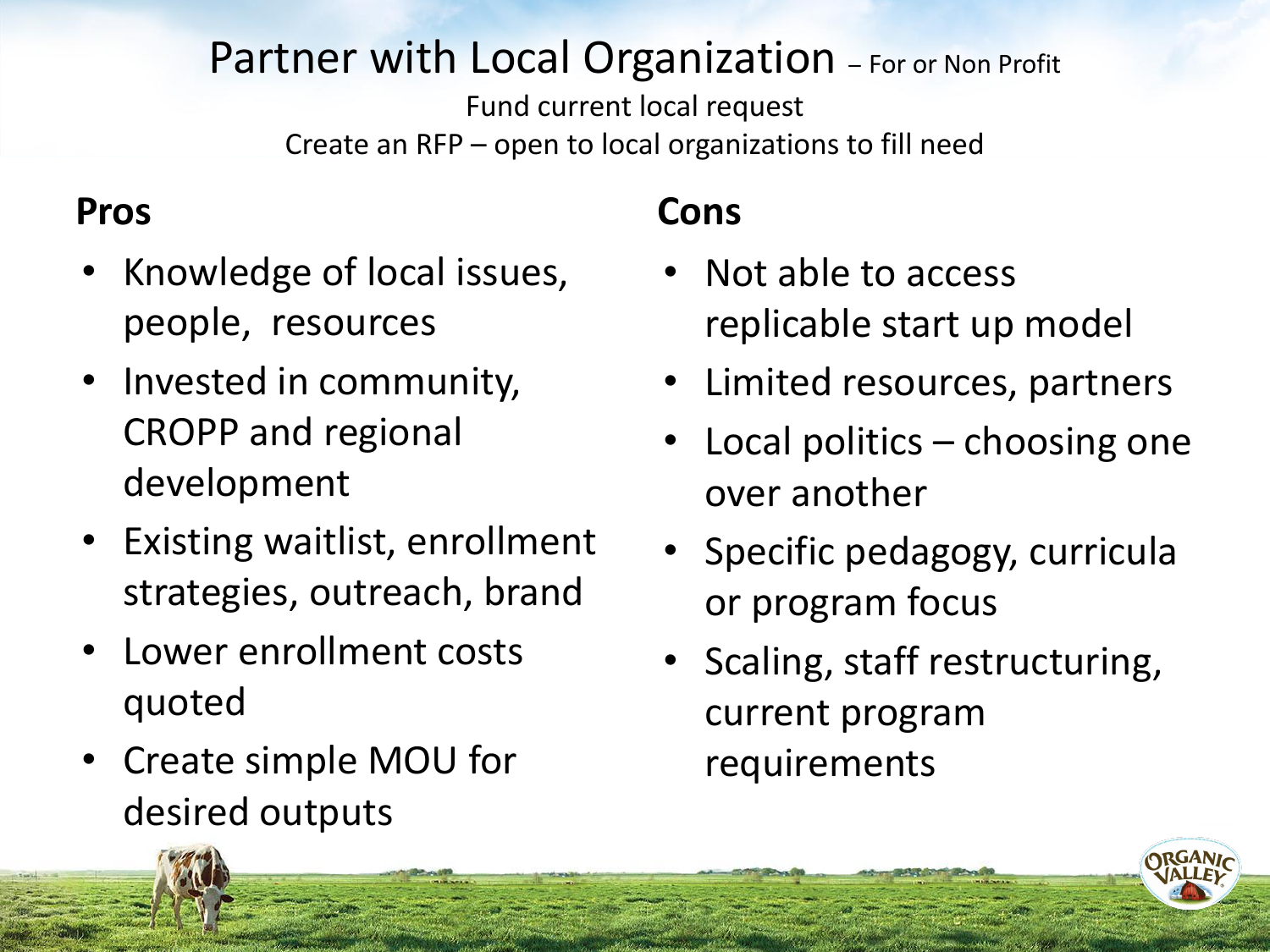# Partner with Local Organization – For or Non Profit

Fund current local request

Create an RFP – open to local organizations to fill need

## Pros

- Knowledge of local issues, people, resources
- Invested in community, CROPP and regional development
- Existing waitlist, enrollment strategies, outreach, brand
- Lower enrollment costs quoted
- Create simple MOU for desired outputs

## Cons

- Not able to access replicable start up model
- Limited resources, partners
- Local politics – choosing one over another
- Specific pedagogy, curricula or program focus
- Scaling, staff restructuring, current program requirements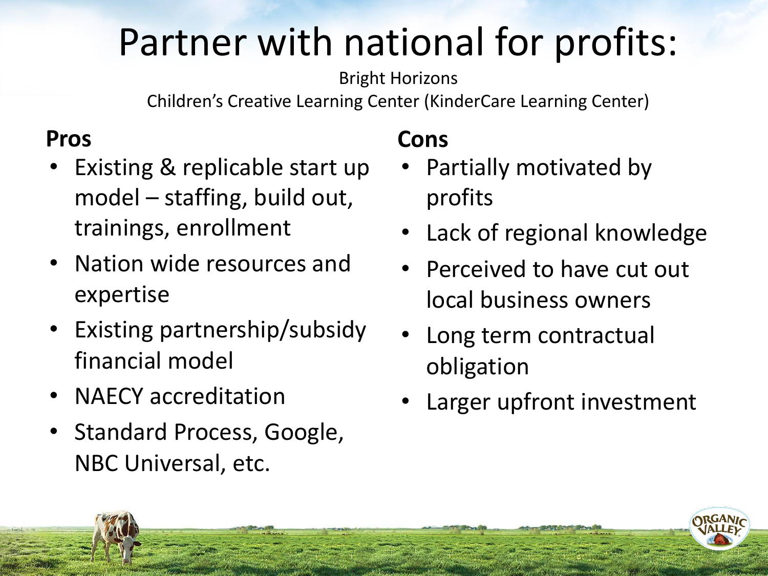# Partner with national for profits:

Bright Horizons

Children's Creative Learning Center (KinderCare Learning Center)

**Pros**

- Existing & replicable start up model – staffing, build out, trainings, enrollment
- Nation wide resources and expertise
- Existing partnership/subsidy financial model
- NAECY accreditation
- Standard Process, Google, NBC Universal, etc.

**Cons**

- Partially motivated by profits
- Lack of regional knowledge
- Perceived to have cut out local business owners
- Long term contractual obligation
- Larger upfront investment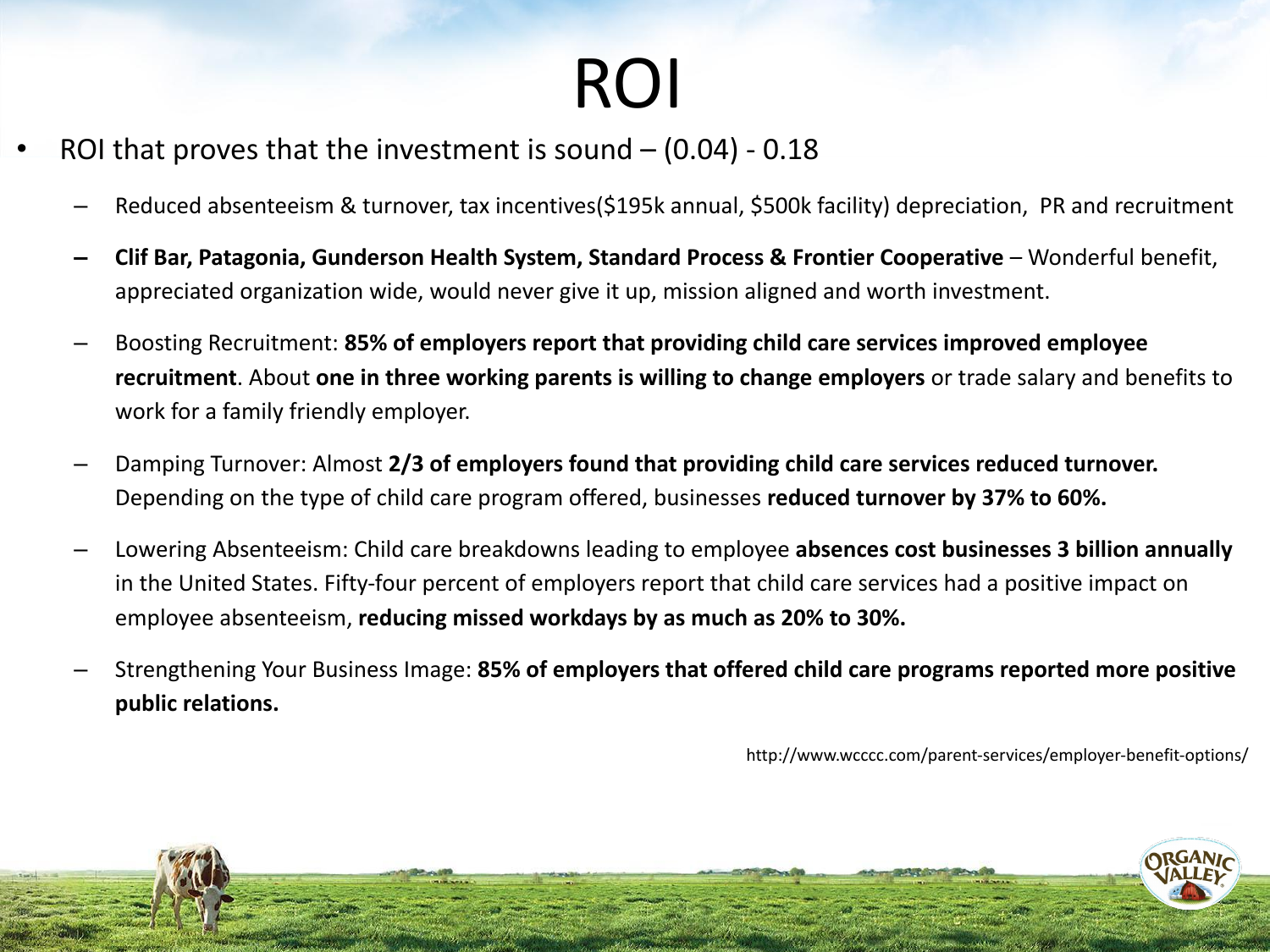# ROI

- ROI that proves that the investment is sound – (0.04) - 0.18
  - Reduced absenteeism & turnover, tax incentives($195k annual, $500k facility) depreciation, PR and recruitment
  - **Clif Bar, Patagonia, Gunderson Health System, Standard Process & Frontier Cooperative** – Wonderful benefit, appreciated organization wide, would never give it up, mission aligned and worth investment.
  - Boosting Recruitment: **85% of employers report that providing child care services improved employee recruitment**. About **one in three working parents is willing to change employers** or trade salary and benefits to work for a family friendly employer.
  - Damping Turnover: Almost **2/3 of employers found that providing child care services reduced turnover.** Depending on the type of child care program offered, businesses **reduced turnover by 37% to 60%.**
  - Lowering Absenteeism: Child care breakdowns leading to employee **absences cost businesses 3 billion annually** in the United States. Fifty-four percent of employers report that child care services had a positive impact on employee absenteeism, **reducing missed workdays by as much as 20% to 30%.**
  - Strengthening Your Business Image: **85% of employers that offered child care programs reported more positive public relations.**

http://www.wcccc.com/parent-services/employer-benefit-options/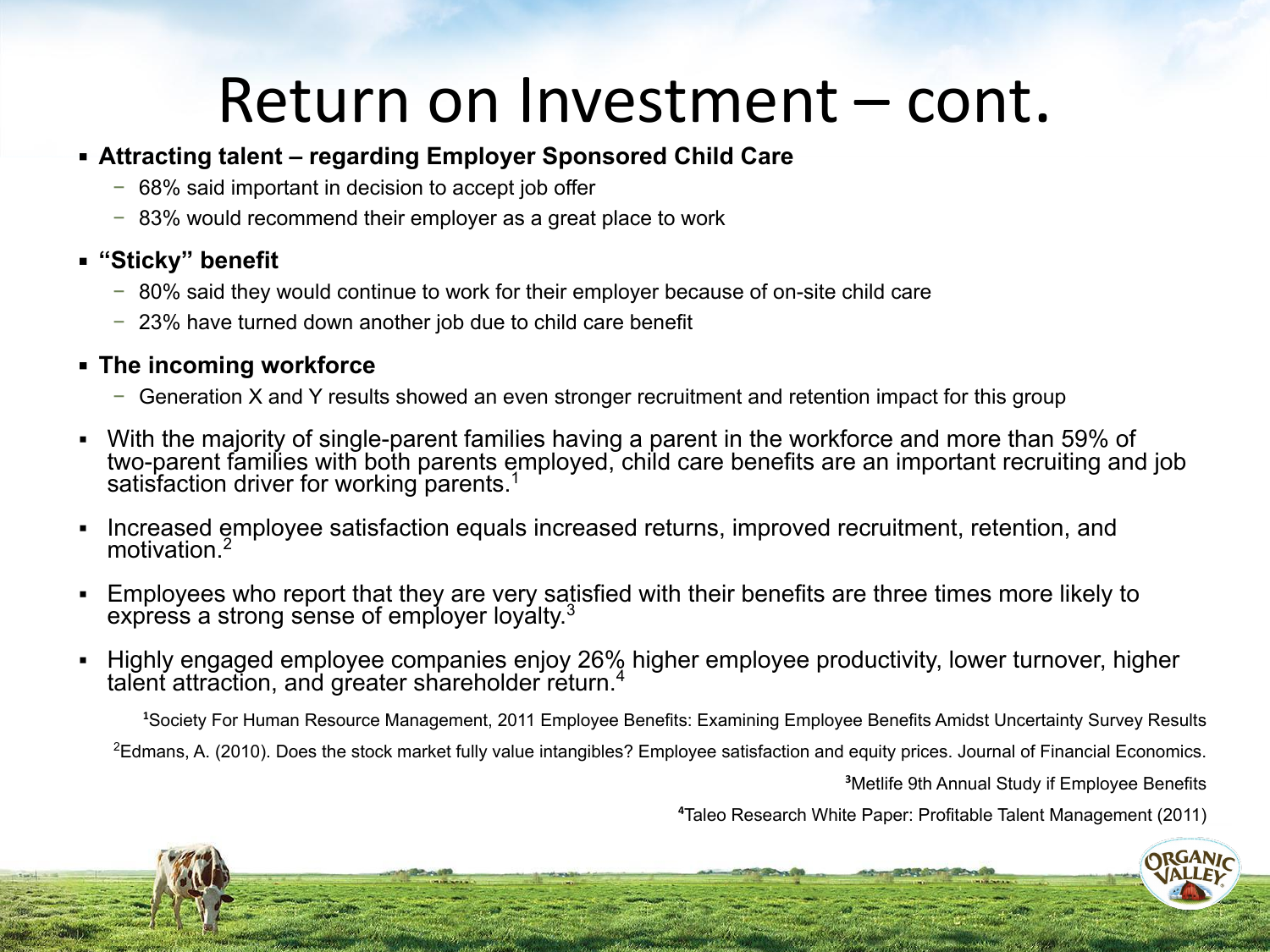# Return on Investment – cont.

- **Attracting talent – regarding Employer Sponsored Child Care**
  - 68% said important in decision to accept job offer
  - 83% would recommend their employer as a great place to work
- **"Sticky" benefit**
  - 80% said they would continue to work for their employer because of on-site child care
  - 23% have turned down another job due to child care benefit
- **The incoming workforce**
  - Generation X and Y results showed an even stronger recruitment and retention impact for this group

- With the majority of single-parent families having a parent in the workforce and more than 59% of two-parent families with both parents employed, child care benefits are an important recruiting and job satisfaction driver for working parents.[1]
- Increased employee satisfaction equals increased returns, improved recruitment, retention, and motivation.[2]
- Employees who report that they are very satisfied with their benefits are three times more likely to express a strong sense of employer loyalty.[3]
- Highly engaged employee companies enjoy 26% higher employee productivity, lower turnover, higher talent attraction, and greater shareholder return.[4]

[1]Society For Human Resource Management, 2011 Employee Benefits: Examining Employee Benefits Amidst Uncertainty Survey Results

[2]Edmans, A. (2010). Does the stock market fully value intangibles? Employee satisfaction and equity prices. Journal of Financial Economics.

[3]Metlife 9th Annual Study if Employee Benefits

[4]Taleo Research White Paper: Profitable Talent Management (2011)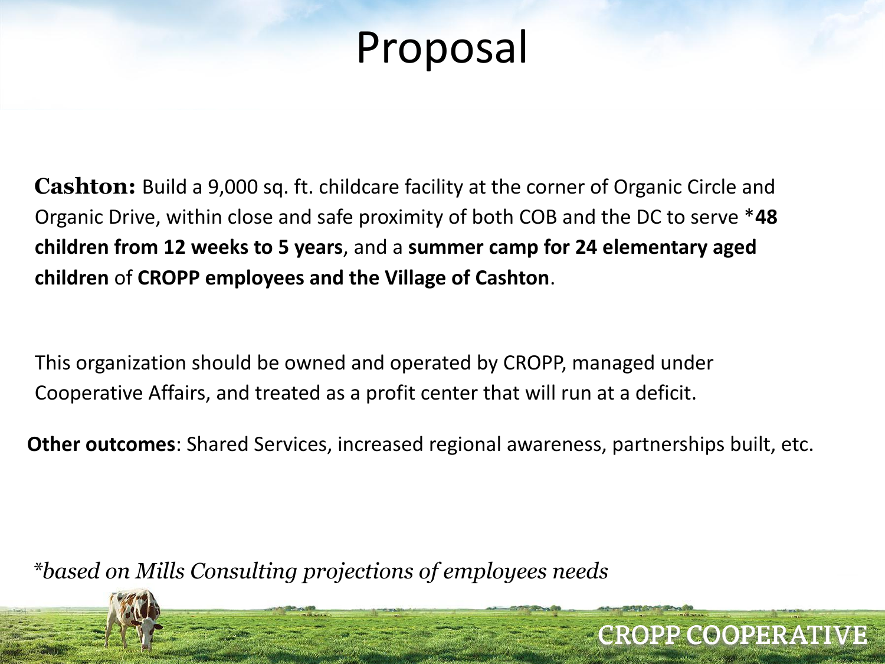# Proposal

**Cashton:** Build a 9,000 sq. ft. childcare facility at the corner of Organic Circle and Organic Drive, within close and safe proximity of both COB and the DC to serve ***48 children from 12 weeks to 5 years**, and a **summer camp for 24 elementary aged children** of **CROPP employees and the Village of Cashton**.

This organization should be owned and operated by CROPP, managed under Cooperative Affairs, and treated as a profit center that will run at a deficit.

**Other outcomes**: Shared Services, increased regional awareness, partnerships built, etc.

*\*based on Mills Consulting projections of employees needs*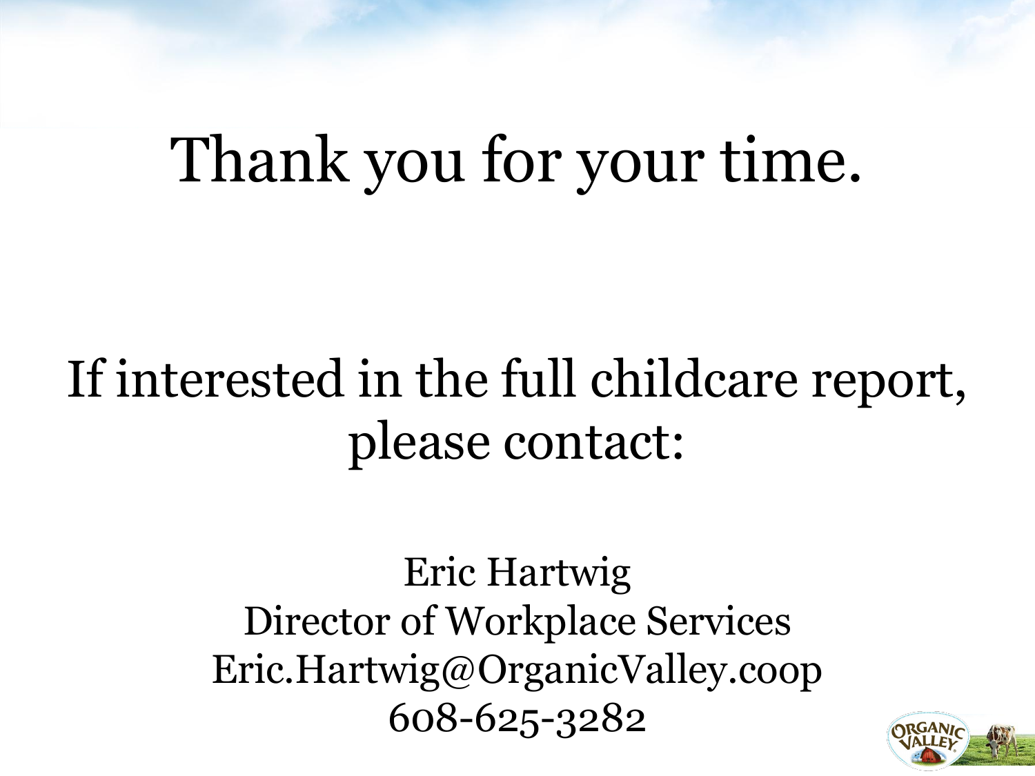# Thank you for your time.

If interested in the full childcare report, please contact:

Eric Hartwig
Director of Workplace Services
Eric.Hartwig@OrganicValley.coop
608-625-3282